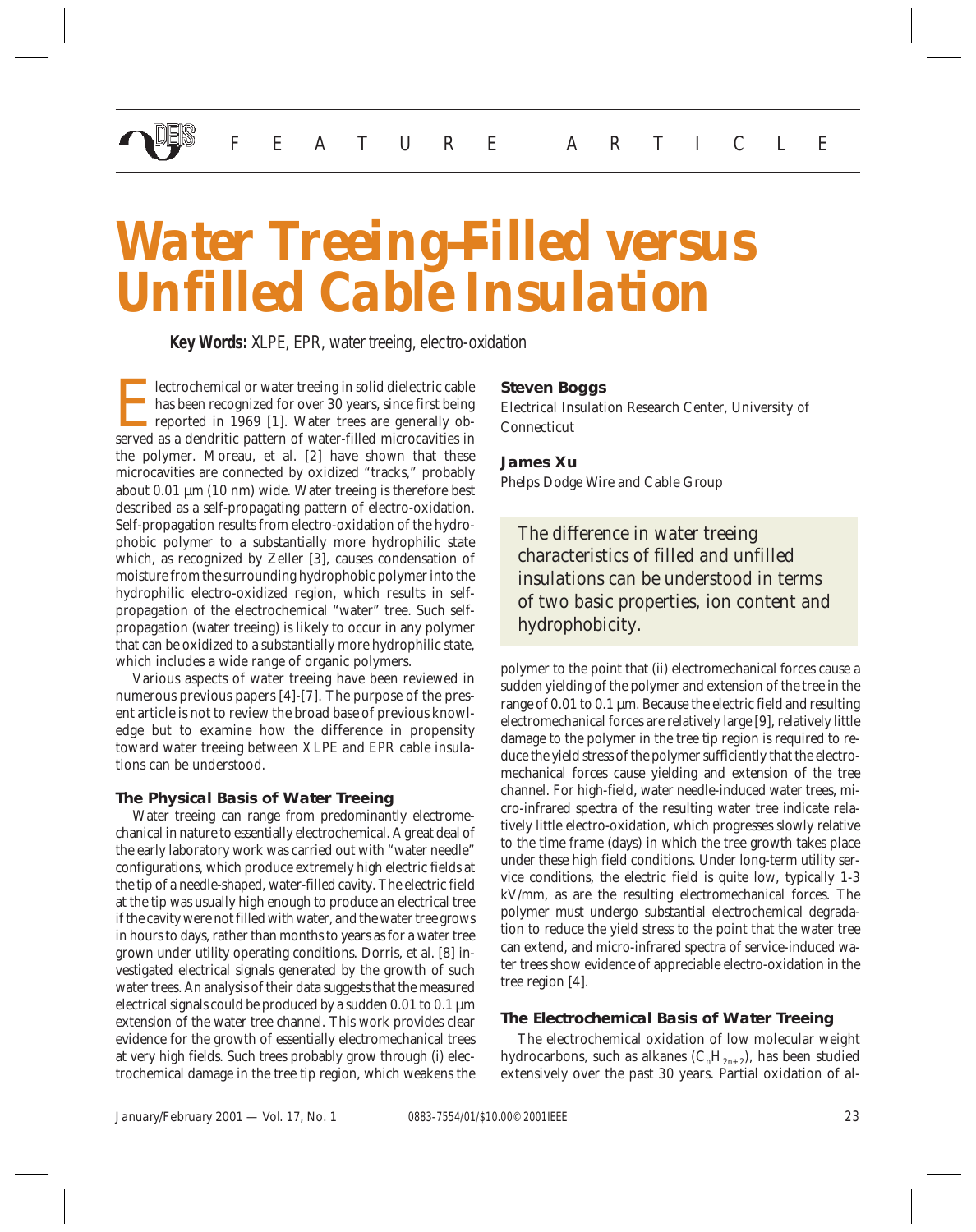FEATURE ARTICLE

# Water Treeing—Filled versus Unfilled Cable Insulation

**Key Words:** XLPE, EPR, water treeing, electro-oxidation

**Steven Boggs**

Electrical Insulation Research Center, University of Connecticut

**James Xu**

Phelps Dodge Wire and Cable Group

> The difference in water treeing characteristics of filled and unfilled insulations can be understood in terms of two basic properties, ion content and hydrophobicity.

Electrochemical or water treeing in solid dielectric cable has been recognized for over 30 years, since first being reported in 1969 [1]. Water trees are generally observed as a dendritic pattern of water-filled microcavities in the polymer. Moreau, et al. [2] have shown that these microcavities are connected by oxidized "tracks," probably about 0.01 μm (10 nm) wide. Water treeing is therefore best described as a self-propagating pattern of electro-oxidation. Self-propagation results from electro-oxidation of the hydrophobic polymer to a substantially more hydrophilic state which, as recognized by Zeller [3], causes condensation of moisture from the surrounding hydrophobic polymer into the hydrophilic electro-oxidized region, which results in self-propagation of the electrochemical "water" tree. Such self-propagation (water treeing) is likely to occur in any polymer that can be oxidized to a substantially more hydrophilic state, which includes a wide range of organic polymers.

Various aspects of water treeing have been reviewed in numerous previous papers [4]-[7]. The purpose of the present article is not to review the broad base of previous knowledge but to examine how the difference in propensity toward water treeing between XLPE and EPR cable insulations can be understood.

### The Physical Basis of Water Treeing

Water treeing can range from predominantly electromechanical in nature to essentially electrochemical. A great deal of the early laboratory work was carried out with "water needle" configurations, which produce extremely high electric fields at the tip of a needle-shaped, water-filled cavity. The electric field at the tip was usually high enough to produce an electrical tree if the cavity were not filled with water, and the water tree grows in hours to days, rather than months to years as for a water tree grown under utility operating conditions. Dorris, et al. [8] investigated electrical signals generated by the growth of such water trees. An analysis of their data suggests that the measured electrical signals could be produced by a sudden 0.01 to 0.1 μm extension of the water tree channel. This work provides clear evidence for the growth of essentially electromechanical trees at very high fields. Such trees probably grow through (i) electrochemical damage in the tree tip region, which weakens the polymer to the point that (ii) electromechanical forces cause a sudden yielding of the polymer and extension of the tree in the range of 0.01 to 0.1 μm. Because the electric field and resulting electromechanical forces are relatively large [9], relatively little damage to the polymer in the tree tip region is required to reduce the yield stress of the polymer sufficiently that the electromechanical forces cause yielding and extension of the tree channel. For high-field, water needle-induced water trees, micro-infrared spectra of the resulting water tree indicate relatively little electro-oxidation, which progresses slowly relative to the time frame (days) in which the tree growth takes place under these high field conditions. Under long-term utility service conditions, the electric field is quite low, typically 1-3 kV/mm, as are the resulting electromechanical forces. The polymer must undergo substantial electrochemical degradation to reduce the yield stress to the point that the water tree can extend, and micro-infrared spectra of service-induced water trees show evidence of appreciable electro-oxidation in the tree region [4].

### The Electrochemical Basis of Water Treeing

The electrochemical oxidation of low molecular weight hydrocarbons, such as alkanes ($C_nH_{2n+2}$), has been studied extensively over the past 30 years. Partial oxidation of al-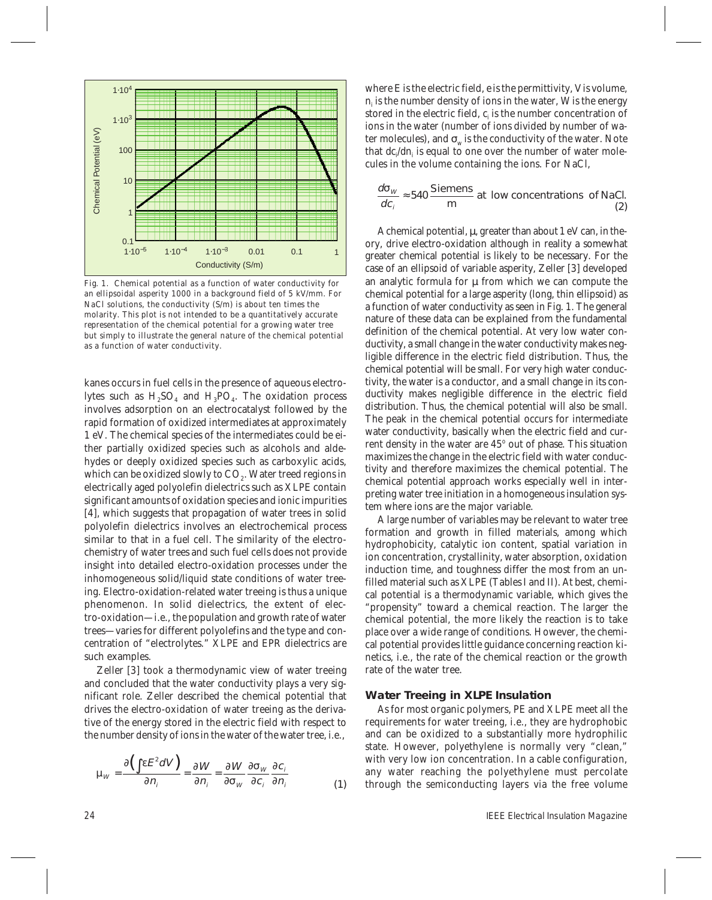Chemical Potential (eV)

1·10^4

1·10^3

100

10

1

0.1

1·10^−5 1·10^−4 1·10^−3 0.01 0.1 1

Conductivity (S/m)

Fig. 1. Chemical potential as a function of water conductivity for an ellipsoidal asperity 1000 in a background field of 5 kV/mm. For NaCl solutions, the conductivity (S/m) is about ten times the molarity. This plot is not intended to be a quantitatively accurate representation of the chemical potential for a growing water tree but simply to illustrate the general nature of the chemical potential as a function of water conductivity.

kanes occurs in fuel cells in the presence of aqueous electrolytes such as $H_2SO_4$ and $H_3PO_4$. The oxidation process involves adsorption on an electrocatalyst followed by the rapid formation of oxidized intermediates at approximately 1 eV. The chemical species of the intermediates could be either partially oxidized species such as alcohols and aldehydes or deeply oxidized species such as carboxylic acids, which can be oxidized slowly to $CO_2$. Water treed regions in electrically aged polyolefin dielectrics such as XLPE contain significant amounts of oxidation species and ionic impurities [4], which suggests that propagation of water trees in solid polyolefin dielectrics involves an electrochemical process similar to that in a fuel cell. The similarity of the electrochemistry of water trees and such fuel cells does not provide insight into detailed electro-oxidation processes under the inhomogeneous solid/liquid state conditions of water treeing. Electro-oxidation-related water treeing is thus a unique phenomenon. In solid dielectrics, the extent of electro-oxidation—i.e., the population and growth rate of water trees—varies for different polyolefins and the type and concentration of "electrolytes." XLPE and EPR dielectrics are such examples.

Zeller [3] took a thermodynamic view of water treeing and concluded that the water conductivity plays a very significant role. Zeller described the chemical potential that drives the electro-oxidation of water treeing as the derivative of the energy stored in the electric field with respect to the number density of ions in the water of the water tree, i.e.,

$$\mu_w = \frac{\partial\left(\int \varepsilon E^2 dV\right)}{\partial n_i} = \frac{\partial W}{\partial n_i} = \frac{\partial W}{\partial \sigma_w}\frac{\partial \sigma_w}{\partial c_i}\frac{\partial c_i}{\partial n_i} \quad (1)$$

where $E$ is the electric field, $\varepsilon$ is the permittivity, $V$ is volume, $n_i$ is the number density of ions in the water, $W$ is the energy stored in the electric field, $c_i$ is the number concentration of ions in the water (number of ions divided by number of water molecules), and $\sigma_w$ is the conductivity of the water. Note that $dc_i/dn_i$ is equal to one over the number of water molecules in the volume containing the ions. For NaCl,

$$\frac{d\sigma_w}{dc_i} \approx 540\,\frac{\text{Siemens}}{\text{m}} \text{ at low concentrations of NaCl.} \quad (2)$$

A chemical potential, $\mu$, greater than about 1 eV can, in theory, drive electro-oxidation although in reality a somewhat greater chemical potential is likely to be necessary. For the case of an ellipsoid of variable asperity, Zeller [3] developed an analytic formula for $\mu$ from which we can compute the chemical potential for a large asperity (long, thin ellipsoid) as a function of water conductivity as seen in Fig. 1. The general nature of these data can be explained from the fundamental definition of the chemical potential. At very low water conductivity, a small change in the water conductivity makes negligible difference in the electric field distribution. Thus, the chemical potential will be small. For very high water conductivity, the water is a conductor, and a small change in its conductivity makes negligible difference in the electric field distribution. Thus, the chemical potential will also be small. The peak in the chemical potential occurs for intermediate water conductivity, basically when the electric field and current density in the water are 45° out of phase. This situation maximizes the change in the electric field with water conductivity and therefore maximizes the chemical potential. The chemical potential approach works especially well in interpreting water tree initiation in a homogeneous insulation system where ions are the major variable.

A large number of variables may be relevant to water tree formation and growth in filled materials, among which hydrophobicity, catalytic ion content, spatial variation in ion concentration, crystallinity, water absorption, oxidation induction time, and toughness differ the most from an unfilled material such as XLPE (Tables I and II). At best, chemical potential is a thermodynamic variable, which gives the "propensity" toward a chemical reaction. The larger the chemical potential, the more likely the reaction is to take place over a wide range of conditions. However, the chemical potential provides little guidance concerning reaction kinetics, i.e., the rate of the chemical reaction or the growth rate of the water tree.

## Water Treeing in XLPE Insulation

As for most organic polymers, PE and XLPE meet all the requirements for water treeing, i.e., they are hydrophobic and can be oxidized to a substantially more hydrophilic state. However, polyethylene is normally very "clean," with very low ion concentration. In a cable configuration, any water reaching the polyethylene must percolate through the semiconducting layers via the free volume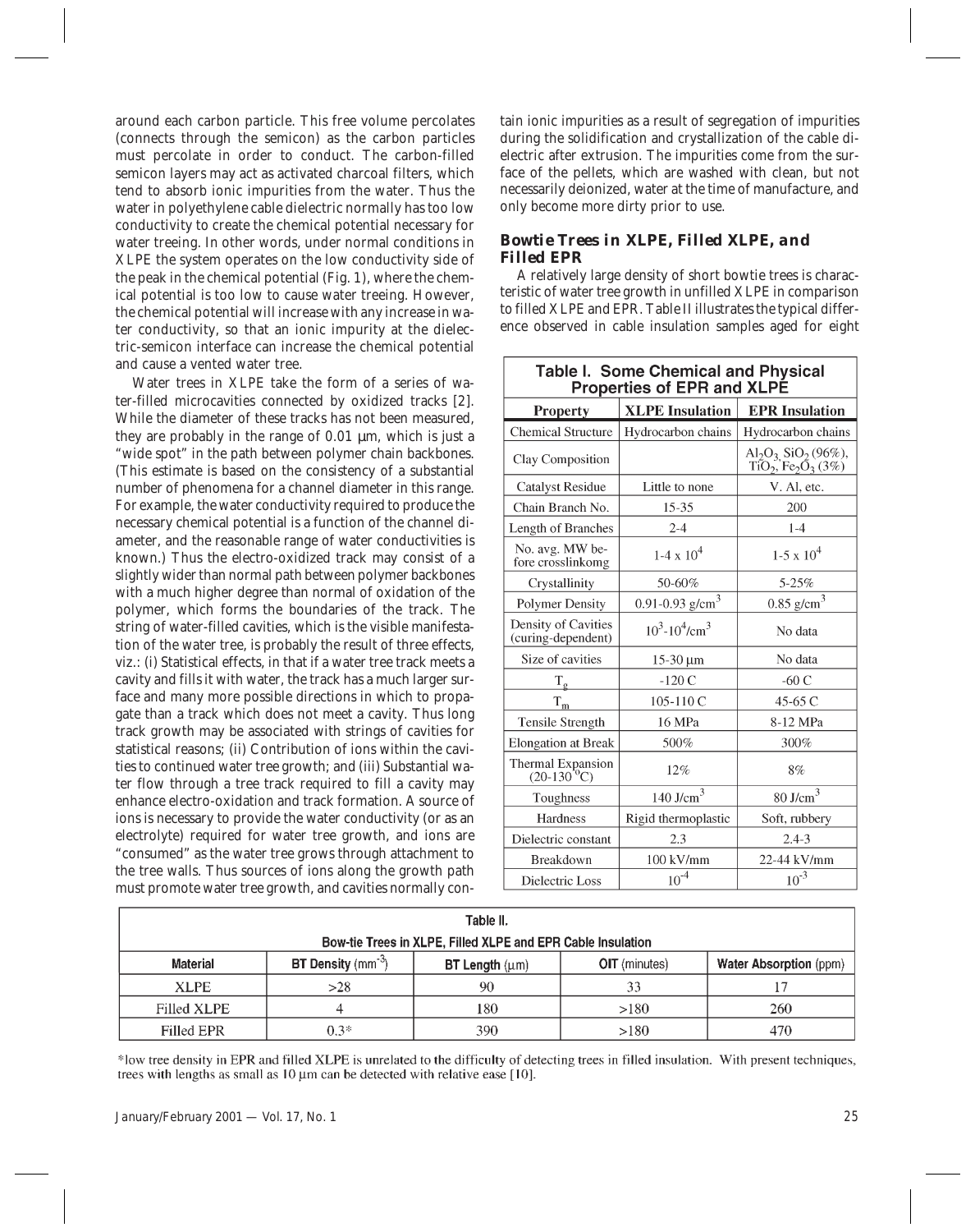around each carbon particle. This free volume percolates (connects through the semicon) as the carbon particles must percolate in order to conduct. The carbon-filled semicon layers may act as activated charcoal filters, which tend to absorb ionic impurities from the water. Thus the water in polyethylene cable dielectric normally has too low conductivity to create the chemical potential necessary for water treeing. In other words, under normal conditions in XLPE the system operates on the low conductivity side of the peak in the chemical potential (Fig. 1), where the chemical potential is too low to cause water treeing. However, the chemical potential will increase with any increase in water conductivity, so that an ionic impurity at the dielectric-semicon interface can increase the chemical potential and cause a vented water tree.

Water trees in XLPE take the form of a series of water-filled microcavities connected by oxidized tracks [2]. While the diameter of these tracks has not been measured, they are probably in the range of 0.01 µm, which is just a "wide spot" in the path between polymer chain backbones. (This estimate is based on the consistency of a substantial number of phenomena for a channel diameter in this range. For example, the water conductivity required to produce the necessary chemical potential is a function of the channel diameter, and the reasonable range of water conductivities is known.) Thus the electro-oxidized track may consist of a slightly wider than normal path between polymer backbones with a much higher degree than normal of oxidation of the polymer, which forms the boundaries of the track. The string of water-filled cavities, which is the visible manifestation of the water tree, is probably the result of three effects, viz.: (i) Statistical effects, in that if a water tree track meets a cavity and fills it with water, the track has a much larger surface and many more possible directions in which to propagate than a track which does not meet a cavity. Thus long track growth may be associated with strings of cavities for statistical reasons; (ii) Contribution of ions within the cavities to continued water tree growth; and (iii) Substantial water flow through a tree track required to fill a cavity may enhance electro-oxidation and track formation. A source of ions is necessary to provide the water conductivity (or as an electrolyte) required for water tree growth, and ions are "consumed" as the water tree grows through attachment to the tree walls. Thus sources of ions along the growth path must promote water tree growth, and cavities normally contain ionic impurities as a result of segregation of impurities during the solidification and crystallization of the cable dielectric after extrusion. The impurities come from the surface of the pellets, which are washed with clean, but not necessarily deionized, water at the time of manufacture, and only become more dirty prior to use.

### Bowtie Trees in XLPE, Filled XLPE, and Filled EPR

A relatively large density of short bowtie trees is characteristic of water tree growth in unfilled XLPE in comparison to filled XLPE and EPR. Table II illustrates the typical difference observed in cable insulation samples aged for eight

**Table I. Some Chemical and Physical Properties of EPR and XLPE**

| Property | XLPE Insulation | EPR Insulation |
|---|---|---|
| Chemical Structure | Hydrocarbon chains | Hydrocarbon chains |
| Clay Composition | | $Al_2O_3$, $SiO_2$ (96%), $TiO_2$, $Fe_2O_3$ (3%) |
| Catalyst Residue | Little to none | V. Al, etc. |
| Chain Branch No. | 15-35 | 200 |
| Length of Branches | 2-4 | 1-4 |
| No. avg. MW before crosslinkomg | $1\text{-}4 \times 10^4$ | $1\text{-}5 \times 10^4$ |
| Crystallinity | 50-60% | 5-25% |
| Polymer Density | 0.91-0.93 g/cm$^3$ | 0.85 g/cm$^3$ |
| Density of Cavities (curing-dependent) | $10^3$-$10^4$/cm$^3$ | No data |
| Size of cavities | 15-30 µm | No data |
| $T_g$ | -120 C | -60 C |
| $T_m$ | 105-110 C | 45-65 C |
| Tensile Strength | 16 MPa | 8-12 MPa |
| Elongation at Break | 500% | 300% |
| Thermal Expansion (20-130 $^o$C) | 12% | 8% |
| Toughness | 140 J/cm$^3$ | 80 J/cm$^3$ |
| Hardness | Rigid thermoplastic | Soft, rubbery |
| Dielectric constant | 2.3 | 2.4-3 |
| Breakdown | 100 kV/mm | 22-44 kV/mm |
| Dielectric Loss | $10^{-4}$ | $10^{-3}$ |

**Table II. Bow-tie Trees in XLPE, Filled XLPE and EPR Cable Insulation**

| Material | BT Density (mm$^{-3}$) | BT Length (µm) | OIT (minutes) | Water Absorption (ppm) |
|---|---|---|---|---|
| XLPE | >28 | 90 | 33 | 17 |
| Filled XLPE | 4 | 180 | >180 | 260 |
| Filled EPR | 0.3* | 390 | >180 | 470 |

*low tree density in EPR and filled XLPE is unrelated to the difficulty of detecting trees in filled insulation. With present techniques, trees with lengths as small as 10 µm can be detected with relative ease [10].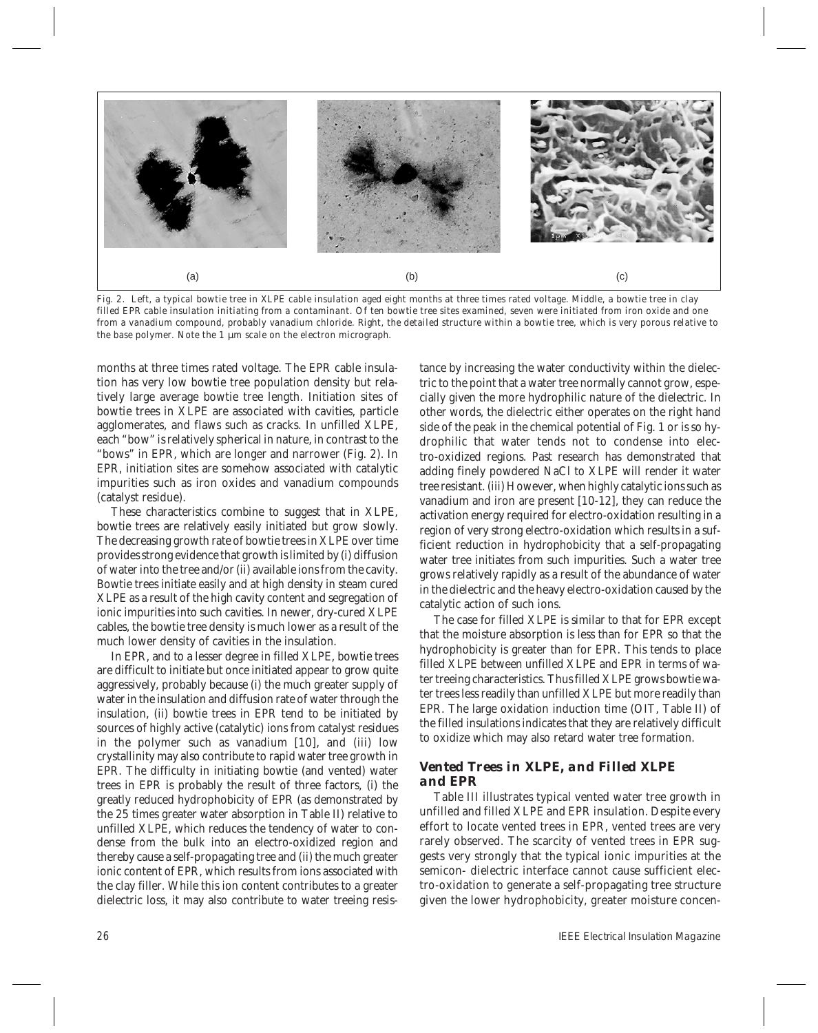(a) (b) (c)

Fig. 2. Left, a typical bowtie tree in XLPE cable insulation aged eight months at three times rated voltage. Middle, a bowtie tree in clay filled EPR cable insulation initiating from a contaminant. Of ten bowtie tree sites examined, seven were initiated from iron oxide and one from a vanadium compound, probably vanadium chloride. Right, the detailed structure within a bowtie tree, which is very porous relative to the base polymer. Note the 1 μm scale on the electron micrograph.

months at three times rated voltage. The EPR cable insulation has very low bowtie tree population density but relatively large average bowtie tree length. Initiation sites of bowtie trees in XLPE are associated with cavities, particle agglomerates, and flaws such as cracks. In unfilled XLPE, each "bow" is relatively spherical in nature, in contrast to the "bows" in EPR, which are longer and narrower (Fig. 2). In EPR, initiation sites are somehow associated with catalytic impurities such as iron oxides and vanadium compounds (catalyst residue).

These characteristics combine to suggest that in XLPE, bowtie trees are relatively easily initiated but grow slowly. The decreasing growth rate of bowtie trees in XLPE over time provides strong evidence that growth is limited by (i) diffusion of water into the tree and/or (ii) available ions from the cavity. Bowtie trees initiate easily and at high density in steam cured XLPE as a result of the high cavity content and segregation of ionic impurities into such cavities. In newer, dry-cured XLPE cables, the bowtie tree density is much lower as a result of the much lower density of cavities in the insulation.

In EPR, and to a lesser degree in filled XLPE, bowtie trees are difficult to initiate but once initiated appear to grow quite aggressively, probably because (i) the much greater supply of water in the insulation and diffusion rate of water through the insulation, (ii) bowtie trees in EPR tend to be initiated by sources of highly active (catalytic) ions from catalyst residues in the polymer such as vanadium [10], and (iii) low crystallinity may also contribute to rapid water tree growth in EPR. The difficulty in initiating bowtie (and vented) water trees in EPR is probably the result of three factors, (i) the greatly reduced hydrophobicity of EPR (as demonstrated by the 25 times greater water absorption in Table II) relative to unfilled XLPE, which reduces the tendency of water to condense from the bulk into an electro-oxidized region and thereby cause a self-propagating tree and (ii) the much greater ionic content of EPR, which results from ions associated with the clay filler. While this ion content contributes to a greater dielectric loss, it may also contribute to water treeing resistance by increasing the water conductivity within the dielectric to the point that a water tree normally cannot grow, especially given the more hydrophilic nature of the dielectric. In other words, the dielectric either operates on the right hand side of the peak in the chemical potential of Fig. 1 or is so hydrophilic that water tends not to condense into electro-oxidized regions. Past research has demonstrated that adding finely powdered NaCl to XLPE will render it water tree resistant. (iii) However, when highly catalytic ions such as vanadium and iron are present [10-12], they can reduce the activation energy required for electro-oxidation resulting in a region of very strong electro-oxidation which results in a sufficient reduction in hydrophobicity that a self-propagating water tree initiates from such impurities. Such a water tree grows relatively rapidly as a result of the abundance of water in the dielectric and the heavy electro-oxidation caused by the catalytic action of such ions.

The case for filled XLPE is similar to that for EPR except that the moisture absorption is less than for EPR so that the hydrophobicity is greater than for EPR. This tends to place filled XLPE between unfilled XLPE and EPR in terms of water treeing characteristics. Thus filled XLPE grows bowtie water trees less readily than unfilled XLPE but more readily than EPR. The large oxidation induction time (OIT, Table II) of the filled insulations indicates that they are relatively difficult to oxidize which may also retard water tree formation.

### Vented Trees in XLPE, and Filled XLPE and EPR

Table III illustrates typical vented water tree growth in unfilled and filled XLPE and EPR insulation. Despite every effort to locate vented trees in EPR, vented trees are very rarely observed. The scarcity of vented trees in EPR suggests very strongly that the typical ionic impurities at the semicon- dielectric interface cannot cause sufficient electro-oxidation to generate a self-propagating tree structure given the lower hydrophobicity, greater moisture concen-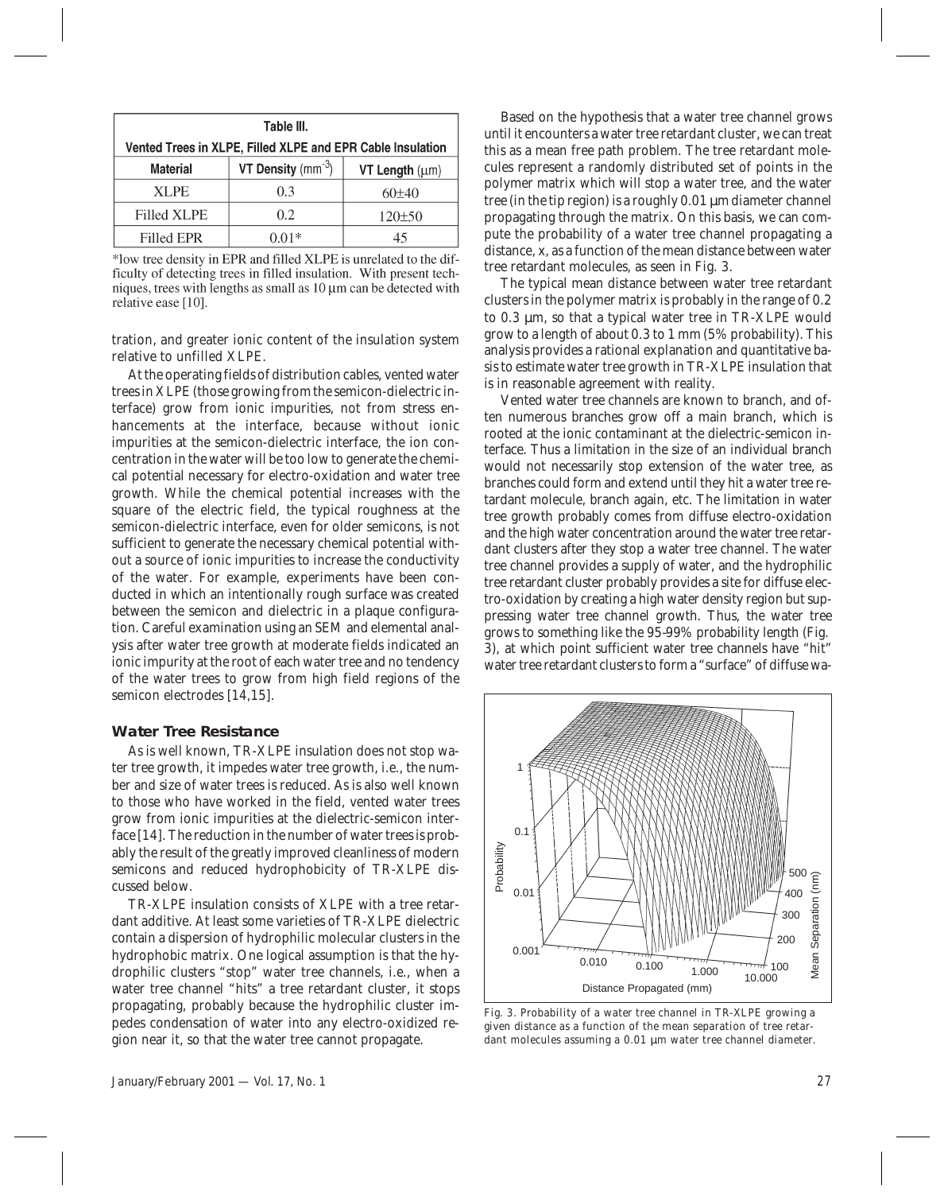| Table III. Vented Trees in XLPE, Filled XLPE and EPR Cable Insulation | | |
|---|---|---|
| Material | VT Density ($mm^{-3}$) | VT Length (μm) |
| XLPE | 0.3 | 60±40 |
| Filled XLPE | 0.2 | 120±50 |
| Filled EPR | 0.01* | 45 |

*low tree density in EPR and filled XLPE is unrelated to the difficulty of detecting trees in filled insulation. With present techniques, trees with lengths as small as 10 μm can be detected with relative ease [10].

tration, and greater ionic content of the insulation system relative to unfilled XLPE.

At the operating fields of distribution cables, vented water trees in XLPE (those growing from the semicon-dielectric interface) grow from ionic impurities, not from stress enhancements at the interface, because without ionic impurities at the semicon-dielectric interface, the ion concentration in the water will be too low to generate the chemical potential necessary for electro-oxidation and water tree growth. While the chemical potential increases with the square of the electric field, the typical roughness at the semicon-dielectric interface, even for older semicons, is not sufficient to generate the necessary chemical potential without a source of ionic impurities to increase the conductivity of the water. For example, experiments have been conducted in which an intentionally rough surface was created between the semicon and dielectric in a plaque configuration. Careful examination using an SEM and elemental analysis after water tree growth at moderate fields indicated an ionic impurity at the root of each water tree and no tendency of the water trees to grow from high field regions of the semicon electrodes [14,15].

## Water Tree Resistance

As is well known, TR-XLPE insulation does not stop water tree growth, it impedes water tree growth, i.e., the number and size of water trees is reduced. As is also well known to those who have worked in the field, vented water trees grow from ionic impurities at the dielectric-semicon interface [14]. The reduction in the number of water trees is probably the result of the greatly improved cleanliness of modern semicons and reduced hydrophobicity of TR-XLPE discussed below.

TR-XLPE insulation consists of XLPE with a tree retardant additive. At least some varieties of TR-XLPE dielectric contain a dispersion of hydrophilic molecular clusters in the hydrophobic matrix. One logical assumption is that the hydrophilic clusters "stop" water tree channels, i.e., when a water tree channel "hits" a tree retardant cluster, it stops propagating, probably because the hydrophilic cluster impedes condensation of water into any electro-oxidized region near it, so that the water tree cannot propagate.

Based on the hypothesis that a water tree channel grows until it encounters a water tree retardant cluster, we can treat this as a mean free path problem. The tree retardant molecules represent a randomly distributed set of points in the polymer matrix which will stop a water tree, and the water tree (in the tip region) is a roughly 0.01 μm diameter channel propagating through the matrix. On this basis, we can compute the probability of a water tree channel propagating a distance, x, as a function of the mean distance between water tree retardant molecules, as seen in Fig. 3.

The typical mean distance between water tree retardant clusters in the polymer matrix is probably in the range of 0.2 to 0.3 μm, so that a typical water tree in TR-XLPE would grow to a length of about 0.3 to 1 mm (5% probability). This analysis provides a rational explanation and quantitative basis to estimate water tree growth in TR-XLPE insulation that is in reasonable agreement with reality.

Vented water tree channels are known to branch, and often numerous branches grow off a main branch, which is rooted at the ionic contaminant at the dielectric-semicon interface. Thus a limitation in the size of an individual branch would not necessarily stop extension of the water tree, as branches could form and extend until they hit a water tree retardant molecule, branch again, etc. The limitation in water tree growth probably comes from diffuse electro-oxidation and the high water concentration around the water tree retardant clusters after they stop a water tree channel. The water tree channel provides a supply of water, and the hydrophilic tree retardant cluster probably provides a site for diffuse electro-oxidation by creating a high water density region but suppressing water tree channel growth. Thus, the water tree grows to something like the 95–99% probability length (Fig. 3), at which point sufficient water tree channels have "hit" water tree retardant clusters to form a "surface" of diffuse wa-

Fig. 3. Probability of a water tree channel in TR-XLPE growing a given distance as a function of the mean separation of tree retardant molecules assuming a 0.01 μm water tree channel diameter.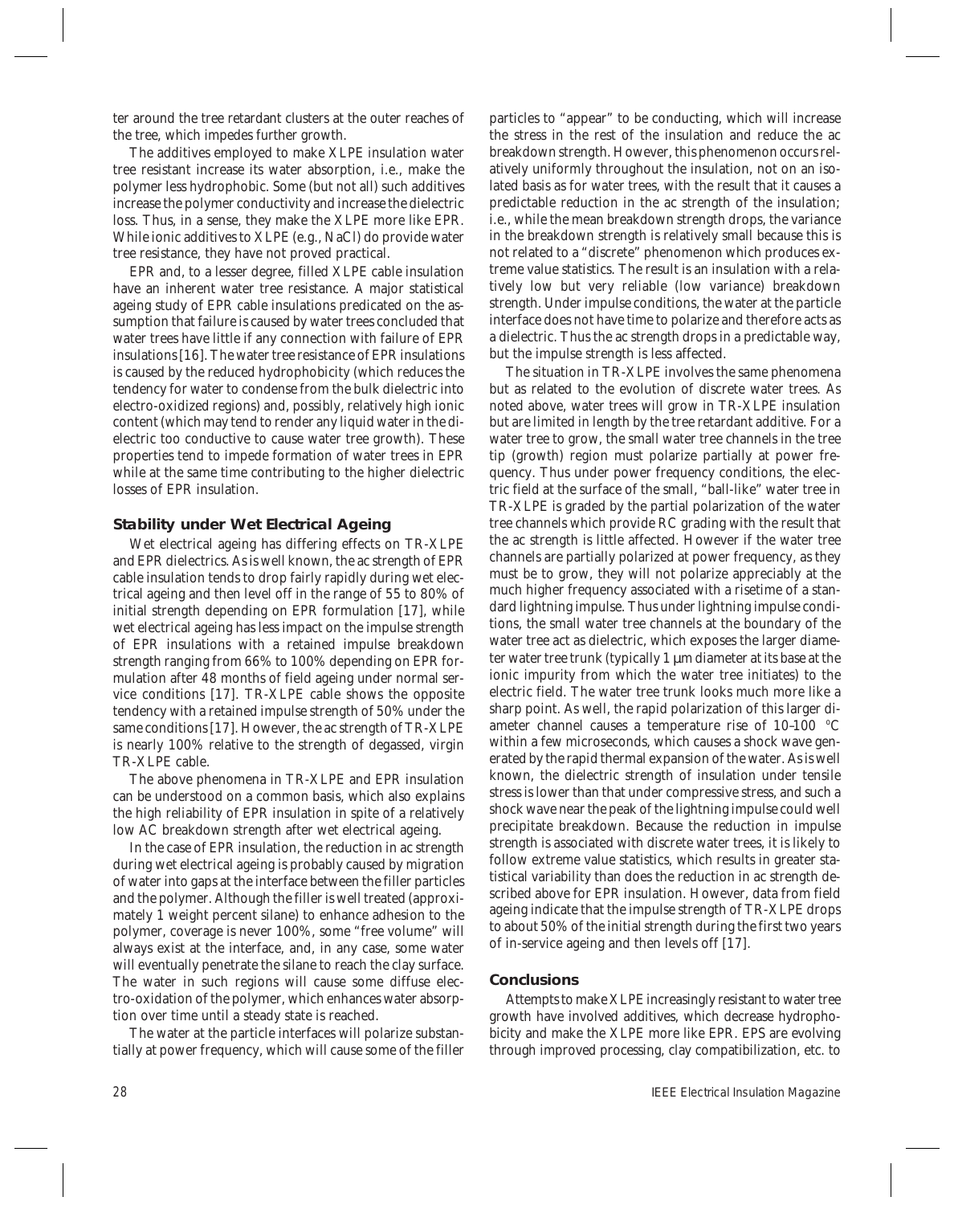ter around the tree retardant clusters at the outer reaches of the tree, which impedes further growth.

The additives employed to make XLPE insulation water tree resistant increase its water absorption, i.e., make the polymer less hydrophobic. Some (but not all) such additives increase the polymer conductivity and increase the dielectric loss. Thus, in a sense, they make the XLPE more like EPR. While ionic additives to XLPE (e.g., NaCl) do provide water tree resistance, they have not proved practical.

EPR and, to a lesser degree, filled XLPE cable insulation have an inherent water tree resistance. A major statistical ageing study of EPR cable insulations predicated on the assumption that failure is caused by water trees concluded that water trees have little if any connection with failure of EPR insulations [16]. The water tree resistance of EPR insulations is caused by the reduced hydrophobicity (which reduces the tendency for water to condense from the bulk dielectric into electro-oxidized regions) and, possibly, relatively high ionic content (which may tend to render any liquid water in the dielectric too conductive to cause water tree growth). These properties tend to impede formation of water trees in EPR while at the same time contributing to the higher dielectric losses of EPR insulation.

## Stability under Wet Electrical Ageing

Wet electrical ageing has differing effects on TR-XLPE and EPR dielectrics. As is well known, the ac strength of EPR cable insulation tends to drop fairly rapidly during wet electrical ageing and then level off in the range of 55 to 80% of initial strength depending on EPR formulation [17], while wet electrical ageing has less impact on the impulse strength of EPR insulations with a retained impulse breakdown strength ranging from 66% to 100% depending on EPR formulation after 48 months of field ageing under normal service conditions [17]. TR-XLPE cable shows the opposite tendency with a retained impulse strength of 50% under the same conditions [17]. However, the ac strength of TR-XLPE is nearly 100% relative to the strength of degassed, virgin TR-XLPE cable.

The above phenomena in TR-XLPE and EPR insulation can be understood on a common basis, which also explains the high reliability of EPR insulation in spite of a relatively low AC breakdown strength after wet electrical ageing.

In the case of EPR insulation, the reduction in ac strength during wet electrical ageing is probably caused by migration of water into gaps at the interface between the filler particles and the polymer. Although the filler is well treated (approximately 1 weight percent silane) to enhance adhesion to the polymer, coverage is never 100%, some "free volume" will always exist at the interface, and, in any case, some water will eventually penetrate the silane to reach the clay surface. The water in such regions will cause some diffuse electro-oxidation of the polymer, which enhances water absorption over time until a steady state is reached.

The water at the particle interfaces will polarize substantially at power frequency, which will cause some of the filler particles to "appear" to be conducting, which will increase the stress in the rest of the insulation and reduce the ac breakdown strength. However, this phenomenon occurs relatively uniformly throughout the insulation, not on an isolated basis as for water trees, with the result that it causes a predictable reduction in the ac strength of the insulation; i.e., while the mean breakdown strength drops, the variance in the breakdown strength is relatively small because this is not related to a "discrete" phenomenon which produces extreme value statistics. The result is an insulation with a relatively low but very reliable (low variance) breakdown strength. Under impulse conditions, the water at the particle interface does not have time to polarize and therefore acts as a dielectric. Thus the ac strength drops in a predictable way, but the impulse strength is less affected.

The situation in TR-XLPE involves the same phenomena but as related to the evolution of discrete water trees. As noted above, water trees will grow in TR-XLPE insulation but are limited in length by the tree retardant additive. For a water tree to grow, the small water tree channels in the tree tip (growth) region must polarize partially at power frequency. Thus under power frequency conditions, the electric field at the surface of the small, "ball-like" water tree in TR-XLPE is graded by the partial polarization of the water tree channels which provide RC grading with the result that the ac strength is little affected. However if the water tree channels are partially polarized at power frequency, as they must be to grow, they will not polarize appreciably at the much higher frequency associated with a risetime of a standard lightning impulse. Thus under lightning impulse conditions, the small water tree channels at the boundary of the water tree act as dielectric, which exposes the larger diameter water tree trunk (typically 1 μm diameter at its base at the ionic impurity from which the water tree initiates) to the electric field. The water tree trunk looks much more like a sharp point. As well, the rapid polarization of this larger diameter channel causes a temperature rise of 10–100 °C within a few microseconds, which causes a shock wave generated by the rapid thermal expansion of the water. As is well known, the dielectric strength of insulation under tensile stress is lower than that under compressive stress, and such a shock wave near the peak of the lightning impulse could well precipitate breakdown. Because the reduction in impulse strength is associated with discrete water trees, it is likely to follow extreme value statistics, which results in greater statistical variability than does the reduction in ac strength described above for EPR insulation. However, data from field ageing indicate that the impulse strength of TR-XLPE drops to about 50% of the initial strength during the first two years of in-service ageing and then levels off [17].

## Conclusions

Attempts to make XLPE increasingly resistant to water tree growth have involved additives, which decrease hydrophobicity and make the XLPE more like EPR. EPS are evolving through improved processing, clay compatibilization, etc. to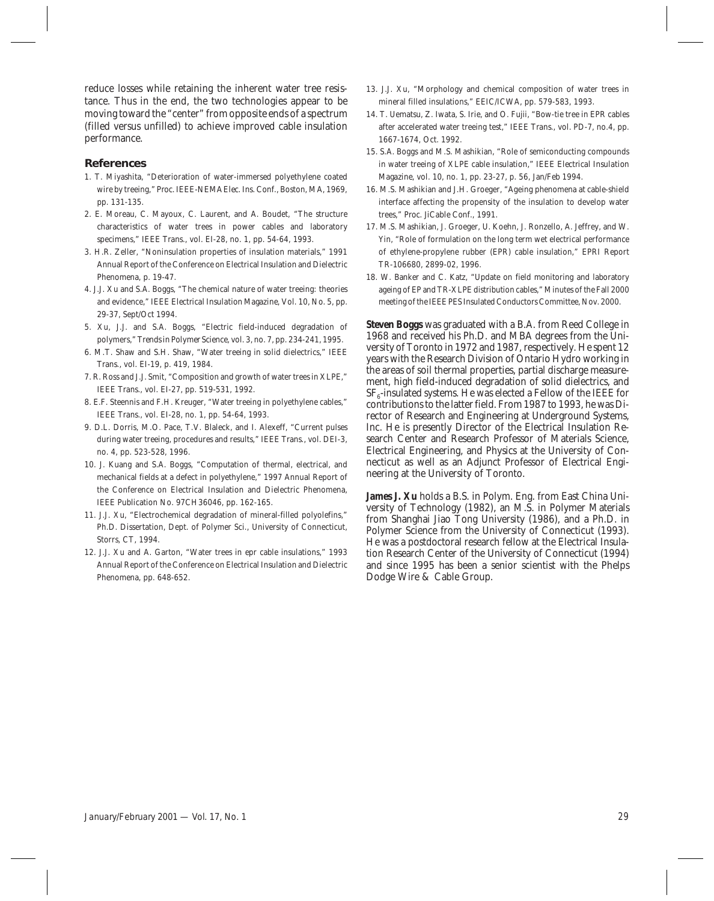reduce losses while retaining the inherent water tree resistance. Thus in the end, the two technologies appear to be moving toward the "center" from opposite ends of a spectrum (filled versus unfilled) to achieve improved cable insulation performance.

## References

1. T. Miyashita, "Deterioration of water-immersed polyethylene coated wire by treeing," Proc. IEEE-NEMA Elec. Ins. Conf., Boston, MA, 1969, pp. 131-135.
2. E. Moreau, C. Mayoux, C. Laurent, and A. Boudet, "The structure characteristics of water trees in power cables and laboratory specimens," IEEE Trans., vol. EI-28, no. 1, pp. 54-64, 1993.
3. H.R. Zeller, "Noninsulation properties of insulation materials," 1991 Annual Report of the Conference on Electrical Insulation and Dielectric Phenomena, p. 19-47.
4. J.J. Xu and S.A. Boggs, "The chemical nature of water treeing: theories and evidence," IEEE Electrical Insulation Magazine, Vol. 10, No. 5, pp. 29-37, Sept/Oct 1994.
5. Xu, J.J. and S.A. Boggs, "Electric field-induced degradation of polymers," Trends in Polymer Science, vol. 3, no. 7, pp. 234-241, 1995.
6. M.T. Shaw and S.H. Shaw, "Water treeing in solid dielectrics," IEEE Trans., vol. EI-19, p. 419, 1984.
7. R. Ross and J.J. Smit, "Composition and growth of water trees in XLPE," IEEE Trans., vol. EI-27, pp. 519-531, 1992.
8. E.F. Steennis and F.H. Kreuger, "Water treeing in polyethylene cables," IEEE Trans., vol. EI-28, no. 1, pp. 54-64, 1993.
9. D.L. Dorris, M.O. Pace, T.V. Blaleck, and I. Alexeff, "Current pulses during water treeing, procedures and results," IEEE Trans., vol. DEI-3, no. 4, pp. 523-528, 1996.
10. J. Kuang and S.A. Boggs, "Computation of thermal, electrical, and mechanical fields at a defect in polyethylene," 1997 Annual Report of the Conference on Electrical Insulation and Dielectric Phenomena, IEEE Publication No. 97CH36046, pp. 162-165.
11. J.J. Xu, "Electrochemical degradation of mineral-filled polyolefins," Ph.D. Dissertation, Dept. of Polymer Sci., University of Connecticut, Storrs, CT, 1994.
12. J.J. Xu and A. Garton, "Water trees in epr cable insulations," 1993 Annual Report of the Conference on Electrical Insulation and Dielectric Phenomena, pp. 648-652.
13. J.J. Xu, "Morphology and chemical composition of water trees in mineral filled insulations," EEIC/ICWA, pp. 579-583, 1993.
14. T. Uematsu, Z. Iwata, S. Irie, and O. Fujii, "Bow-tie tree in EPR cables after accelerated water treeing test," IEEE Trans., vol. PD-7, no.4, pp. 1667-1674, Oct. 1992.
15. S.A. Boggs and M.S. Mashikian, "Role of semiconducting compounds in water treeing of XLPE cable insulation," IEEE Electrical Insulation Magazine, vol. 10, no. 1, pp. 23-27, p. 56, Jan/Feb 1994.
16. M.S. Mashikian and J.H. Groeger, "Ageing phenomena at cable-shield interface affecting the propensity of the insulation to develop water trees," Proc. JiCable Conf., 1991.
17. M.S. Mashikian, J. Groeger, U. Koehn, J. Ronzello, A. Jeffrey, and W. Yin, "Role of formulation on the long term wet electrical performance of ethylene-propylene rubber (EPR) cable insulation," EPRI Report TR-106680, 2899-02, 1996.
18. W. Banker and C. Katz, "Update on field monitoring and laboratory ageing of EP and TR-XLPE distribution cables," Minutes of the Fall 2000 meeting of the IEEE PES Insulated Conductors Committee, Nov. 2000.

**Steven Boggs** was graduated with a B.A. from Reed College in 1968 and received his Ph.D. and MBA degrees from the University of Toronto in 1972 and 1987, respectively. He spent 12 years with the Research Division of Ontario Hydro working in the areas of soil thermal properties, partial discharge measurement, high field-induced degradation of solid dielectrics, and $SF_6$-insulated systems. He was elected a Fellow of the IEEE for contributions to the latter field. From 1987 to 1993, he was Director of Research and Engineering at Underground Systems, Inc. He is presently Director of the Electrical Insulation Research Center and Research Professor of Materials Science, Electrical Engineering, and Physics at the University of Connecticut as well as an Adjunct Professor of Electrical Engineering at the University of Toronto.

**James J. Xu** holds a B.S. in Polym. Eng. from East China University of Technology (1982), an M.S. in Polymer Materials from Shanghai Jiao Tong University (1986), and a Ph.D. in Polymer Science from the University of Connecticut (1993). He was a postdoctoral research fellow at the Electrical Insulation Research Center of the University of Connecticut (1994) and since 1995 has been a senior scientist with the Phelps Dodge Wire & Cable Group.